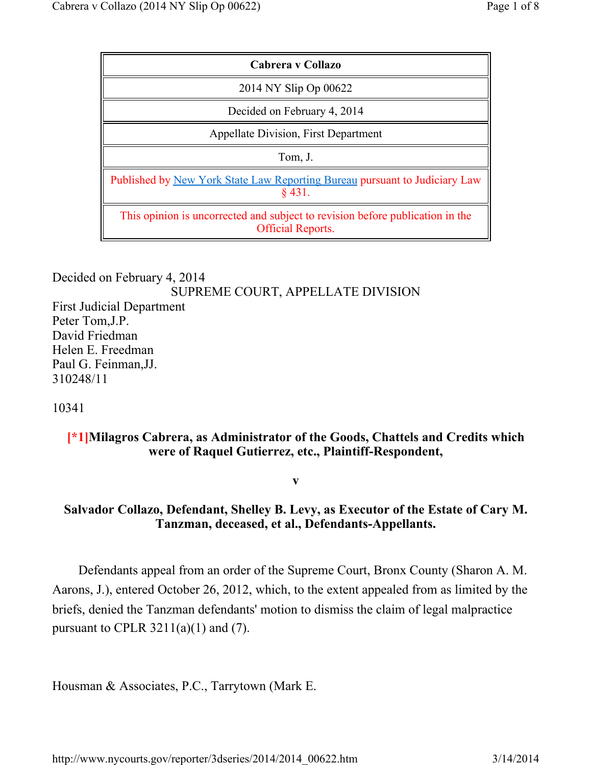| Cabrera v Collazo |
| --- |
| 2014 NY Slip Op 00622 |
| Decided on February 4, 2014 |
| Appellate Division, First Department |
| Tom, J. |
| Published by New York State Law Reporting Bureau pursuant to Judiciary Law § 431. |
| This opinion is uncorrected and subject to revision before publication in the Official Reports. |

Decided on February 4, 2014

SUPREME COURT, APPELLATE DIVISION

First Judicial Department

Peter Tom,J.P.

David Friedman

Helen E. Freedman

Paul G. Feinman,JJ.

310248/11

10341

**[*1]Milagros Cabrera, as Administrator of the Goods, Chattels and Credits which were of Raquel Gutierrez, etc., Plaintiff-Respondent,**

**v**

**Salvador Collazo, Defendant, Shelley B. Levy, as Executor of the Estate of Cary M. Tanzman, deceased, et al., Defendants-Appellants.**

Defendants appeal from an order of the Supreme Court, Bronx County (Sharon A. M. Aarons, J.), entered October 26, 2012, which, to the extent appealed from as limited by the briefs, denied the Tanzman defendants' motion to dismiss the claim of legal malpractice pursuant to CPLR 3211(a)(1) and (7).

Housman & Associates, P.C., Tarrytown (Mark E.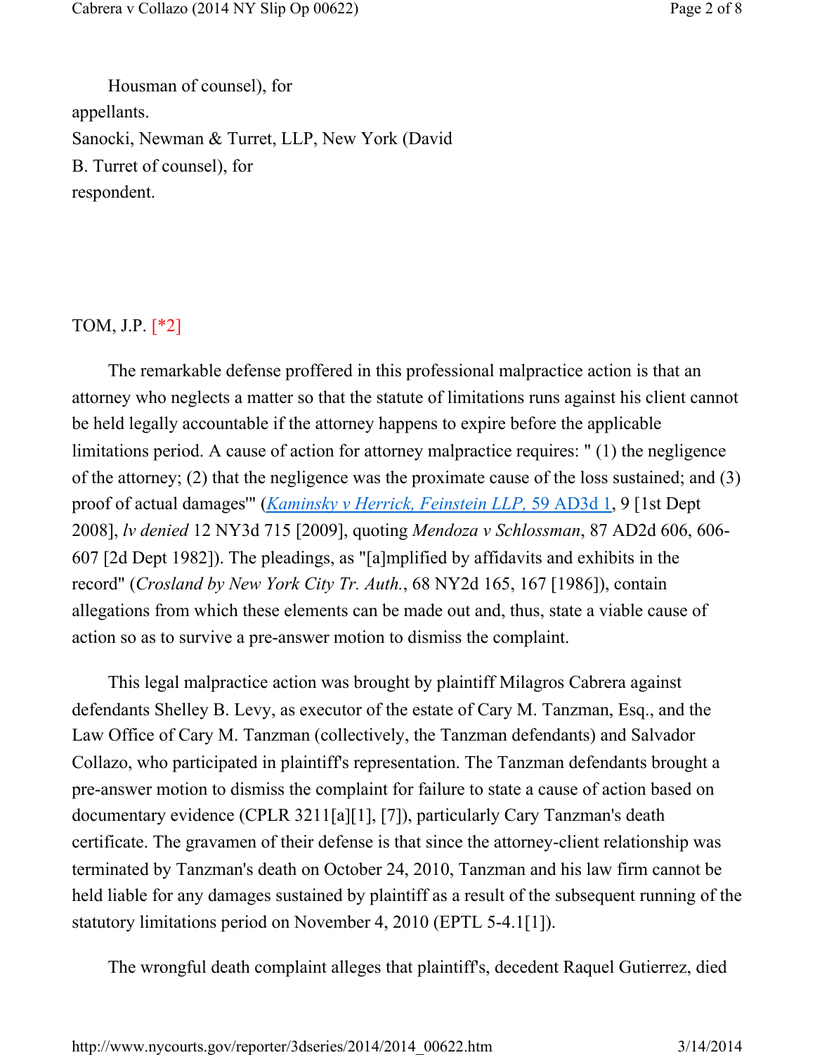Housman of counsel), for appellants.
Sanocki, Newman & Turret, LLP, New York (David B. Turret of counsel), for respondent.

TOM, J.P. [*2]

The remarkable defense proffered in this professional malpractice action is that an attorney who neglects a matter so that the statute of limitations runs against his client cannot be held legally accountable if the attorney happens to expire before the applicable limitations period. A cause of action for attorney malpractice requires: " (1) the negligence of the attorney; (2) that the negligence was the proximate cause of the loss sustained; and (3) proof of actual damages'" ([*Kaminsky v Herrick, Feinstein LLP*, 59 AD3d 1](), 9 [1st Dept 2008], *lv denied* 12 NY3d 715 [2009], quoting *Mendoza v Schlossman*, 87 AD2d 606, 606-607 [2d Dept 1982]). The pleadings, as "[a]mplified by affidavits and exhibits in the record" (*Crosland by New York City Tr. Auth.*, 68 NY2d 165, 167 [1986]), contain allegations from which these elements can be made out and, thus, state a viable cause of action so as to survive a pre-answer motion to dismiss the complaint.

This legal malpractice action was brought by plaintiff Milagros Cabrera against defendants Shelley B. Levy, as executor of the estate of Cary M. Tanzman, Esq., and the Law Office of Cary M. Tanzman (collectively, the Tanzman defendants) and Salvador Collazo, who participated in plaintiff's representation. The Tanzman defendants brought a pre-answer motion to dismiss the complaint for failure to state a cause of action based on documentary evidence (CPLR 3211[a][1], [7]), particularly Cary Tanzman's death certificate. The gravamen of their defense is that since the attorney-client relationship was terminated by Tanzman's death on October 24, 2010, Tanzman and his law firm cannot be held liable for any damages sustained by plaintiff as a result of the subsequent running of the statutory limitations period on November 4, 2010 (EPTL 5-4.1[1]).

The wrongful death complaint alleges that plaintiff's, decedent Raquel Gutierrez, died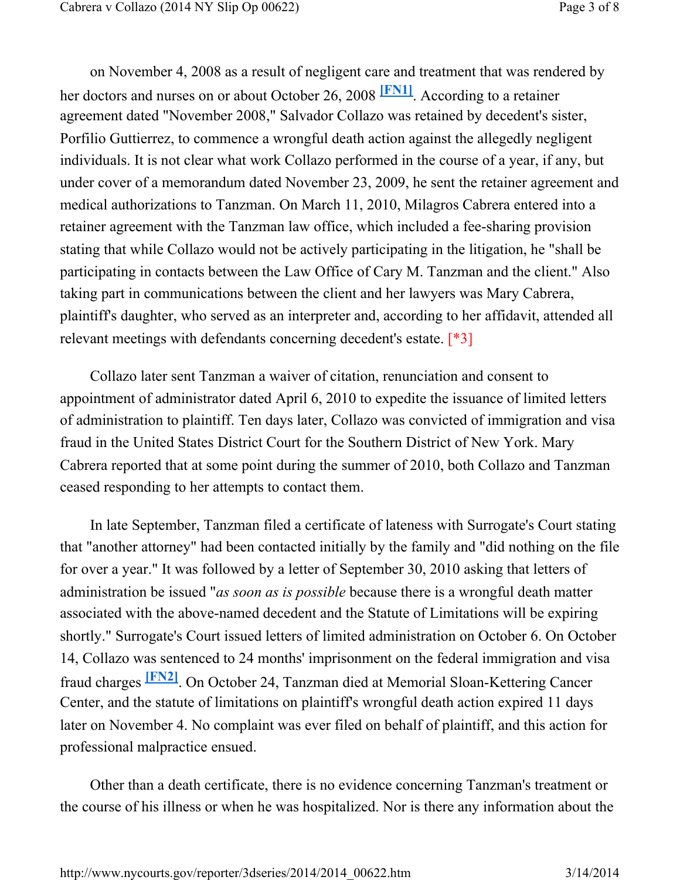on November 4, 2008 as a result of negligent care and treatment that was rendered by her doctors and nurses on or about October 26, 2008 [FN1]. According to a retainer agreement dated "November 2008," Salvador Collazo was retained by decedent's sister, Porfilio Guttierrez, to commence a wrongful death action against the allegedly negligent individuals. It is not clear what work Collazo performed in the course of a year, if any, but under cover of a memorandum dated November 23, 2009, he sent the retainer agreement and medical authorizations to Tanzman. On March 11, 2010, Milagros Cabrera entered into a retainer agreement with the Tanzman law office, which included a fee-sharing provision stating that while Collazo would not be actively participating in the litigation, he "shall be participating in contacts between the Law Office of Cary M. Tanzman and the client." Also taking part in communications between the client and her lawyers was Mary Cabrera, plaintiff's daughter, who served as an interpreter and, according to her affidavit, attended all relevant meetings with defendants concerning decedent's estate. [*3]

Collazo later sent Tanzman a waiver of citation, renunciation and consent to appointment of administrator dated April 6, 2010 to expedite the issuance of limited letters of administration to plaintiff. Ten days later, Collazo was convicted of immigration and visa fraud in the United States District Court for the Southern District of New York. Mary Cabrera reported that at some point during the summer of 2010, both Collazo and Tanzman ceased responding to her attempts to contact them.

In late September, Tanzman filed a certificate of lateness with Surrogate's Court stating that "another attorney" had been contacted initially by the family and "did nothing on the file for over a year." It was followed by a letter of September 30, 2010 asking that letters of administration be issued "*as soon as is possible* because there is a wrongful death matter associated with the above-named decedent and the Statute of Limitations will be expiring shortly." Surrogate's Court issued letters of limited administration on October 6. On October 14, Collazo was sentenced to 24 months' imprisonment on the federal immigration and visa fraud charges [FN2]. On October 24, Tanzman died at Memorial Sloan-Kettering Cancer Center, and the statute of limitations on plaintiff's wrongful death action expired 11 days later on November 4. No complaint was ever filed on behalf of plaintiff, and this action for professional malpractice ensued.

Other than a death certificate, there is no evidence concerning Tanzman's treatment or the course of his illness or when he was hospitalized. Nor is there any information about the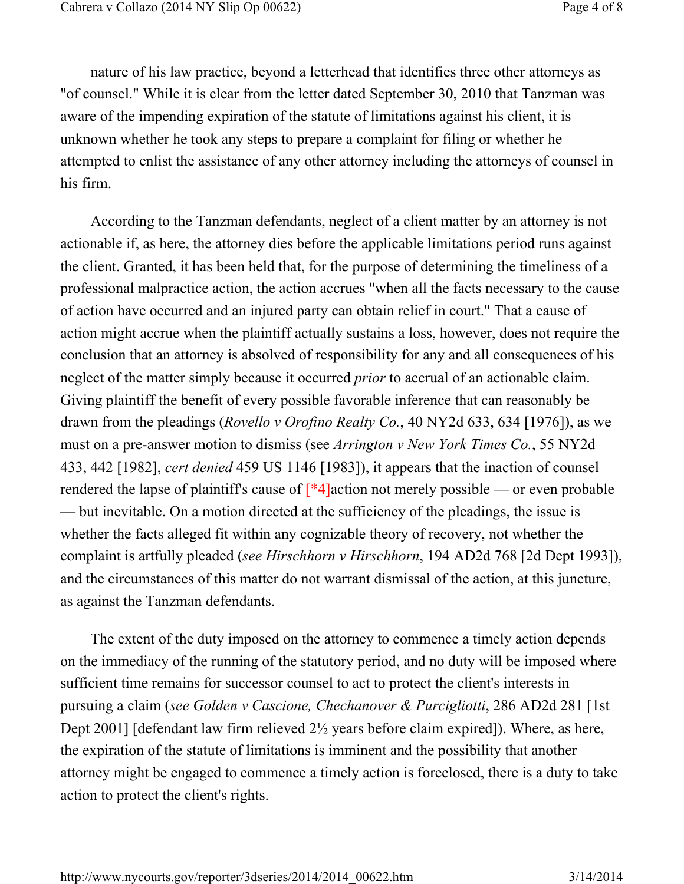nature of his law practice, beyond a letterhead that identifies three other attorneys as "of counsel." While it is clear from the letter dated September 30, 2010 that Tanzman was aware of the impending expiration of the statute of limitations against his client, it is unknown whether he took any steps to prepare a complaint for filing or whether he attempted to enlist the assistance of any other attorney including the attorneys of counsel in his firm.

According to the Tanzman defendants, neglect of a client matter by an attorney is not actionable if, as here, the attorney dies before the applicable limitations period runs against the client. Granted, it has been held that, for the purpose of determining the timeliness of a professional malpractice action, the action accrues "when all the facts necessary to the cause of action have occurred and an injured party can obtain relief in court." That a cause of action might accrue when the plaintiff actually sustains a loss, however, does not require the conclusion that an attorney is absolved of responsibility for any and all consequences of his neglect of the matter simply because it occurred *prior* to accrual of an actionable claim. Giving plaintiff the benefit of every possible favorable inference that can reasonably be drawn from the pleadings (*Rovello v Orofino Realty Co.*, 40 NY2d 633, 634 [1976]), as we must on a pre-answer motion to dismiss (see *Arrington v New York Times Co.*, 55 NY2d 433, 442 [1982], *cert denied* 459 US 1146 [1983]), it appears that the inaction of counsel rendered the lapse of plaintiff's cause of [*4]action not merely possible — or even probable — but inevitable. On a motion directed at the sufficiency of the pleadings, the issue is whether the facts alleged fit within any cognizable theory of recovery, not whether the complaint is artfully pleaded (*see Hirschhorn v Hirschhorn*, 194 AD2d 768 [2d Dept 1993]), and the circumstances of this matter do not warrant dismissal of the action, at this juncture, as against the Tanzman defendants.

The extent of the duty imposed on the attorney to commence a timely action depends on the immediacy of the running of the statutory period, and no duty will be imposed where sufficient time remains for successor counsel to act to protect the client's interests in pursuing a claim (*see Golden v Cascione, Chechanover & Purcigliotti*, 286 AD2d 281 [1st Dept 2001] [defendant law firm relieved 2½ years before claim expired]). Where, as here, the expiration of the statute of limitations is imminent and the possibility that another attorney might be engaged to commence a timely action is foreclosed, there is a duty to take action to protect the client's rights.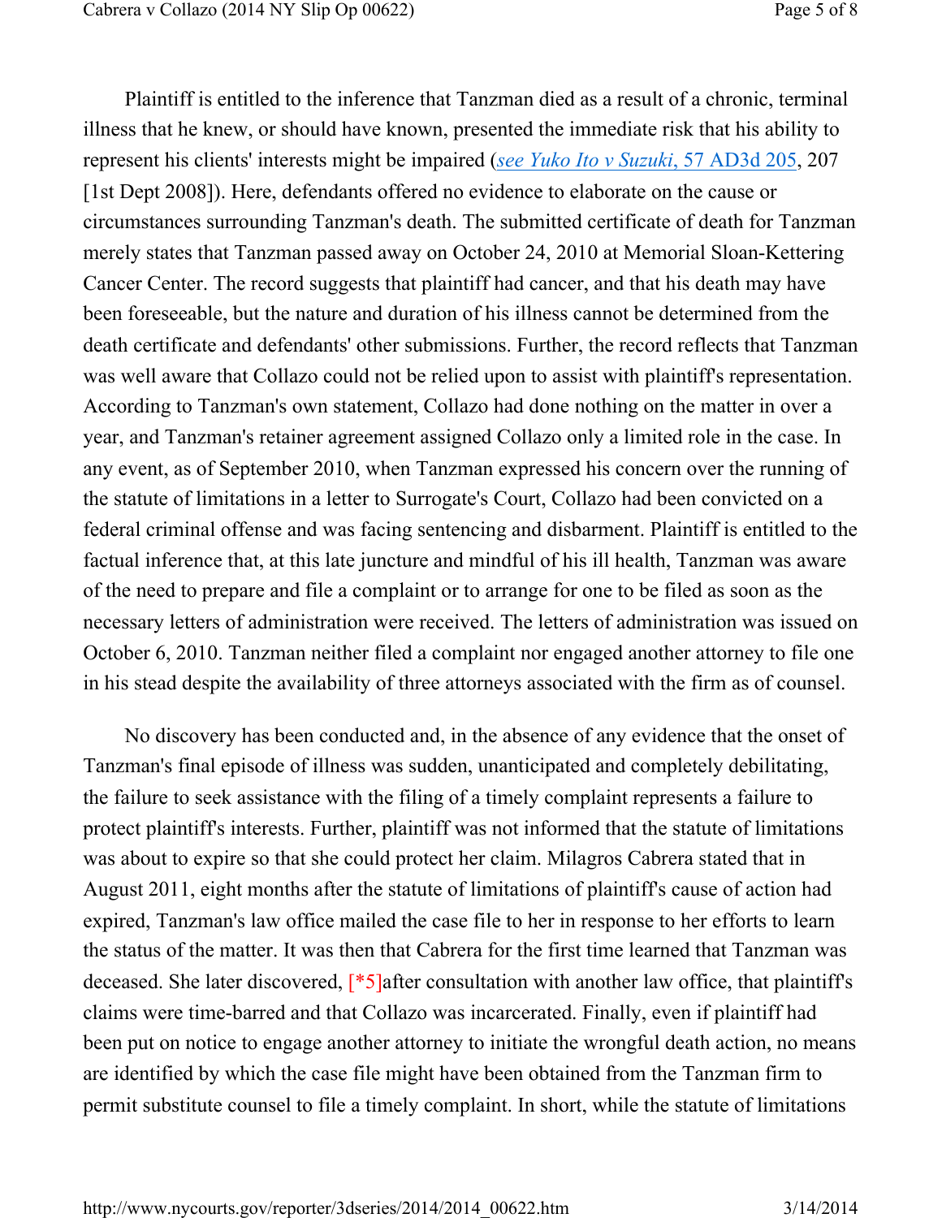Plaintiff is entitled to the inference that Tanzman died as a result of a chronic, terminal illness that he knew, or should have known, presented the immediate risk that his ability to represent his clients' interests might be impaired (*see Yuko Ito v Suzuki*, 57 AD3d 205, 207 [1st Dept 2008]). Here, defendants offered no evidence to elaborate on the cause or circumstances surrounding Tanzman's death. The submitted certificate of death for Tanzman merely states that Tanzman passed away on October 24, 2010 at Memorial Sloan-Kettering Cancer Center. The record suggests that plaintiff had cancer, and that his death may have been foreseeable, but the nature and duration of his illness cannot be determined from the death certificate and defendants' other submissions. Further, the record reflects that Tanzman was well aware that Collazo could not be relied upon to assist with plaintiff's representation. According to Tanzman's own statement, Collazo had done nothing on the matter in over a year, and Tanzman's retainer agreement assigned Collazo only a limited role in the case. In any event, as of September 2010, when Tanzman expressed his concern over the running of the statute of limitations in a letter to Surrogate's Court, Collazo had been convicted on a federal criminal offense and was facing sentencing and disbarment. Plaintiff is entitled to the factual inference that, at this late juncture and mindful of his ill health, Tanzman was aware of the need to prepare and file a complaint or to arrange for one to be filed as soon as the necessary letters of administration were received. The letters of administration was issued on October 6, 2010. Tanzman neither filed a complaint nor engaged another attorney to file one in his stead despite the availability of three attorneys associated with the firm as of counsel.

No discovery has been conducted and, in the absence of any evidence that the onset of Tanzman's final episode of illness was sudden, unanticipated and completely debilitating, the failure to seek assistance with the filing of a timely complaint represents a failure to protect plaintiff's interests. Further, plaintiff was not informed that the statute of limitations was about to expire so that she could protect her claim. Milagros Cabrera stated that in August 2011, eight months after the statute of limitations of plaintiff's cause of action had expired, Tanzman's law office mailed the case file to her in response to her efforts to learn the status of the matter. It was then that Cabrera for the first time learned that Tanzman was deceased. She later discovered, [*5]after consultation with another law office, that plaintiff's claims were time-barred and that Collazo was incarcerated. Finally, even if plaintiff had been put on notice to engage another attorney to initiate the wrongful death action, no means are identified by which the case file might have been obtained from the Tanzman firm to permit substitute counsel to file a timely complaint. In short, while the statute of limitations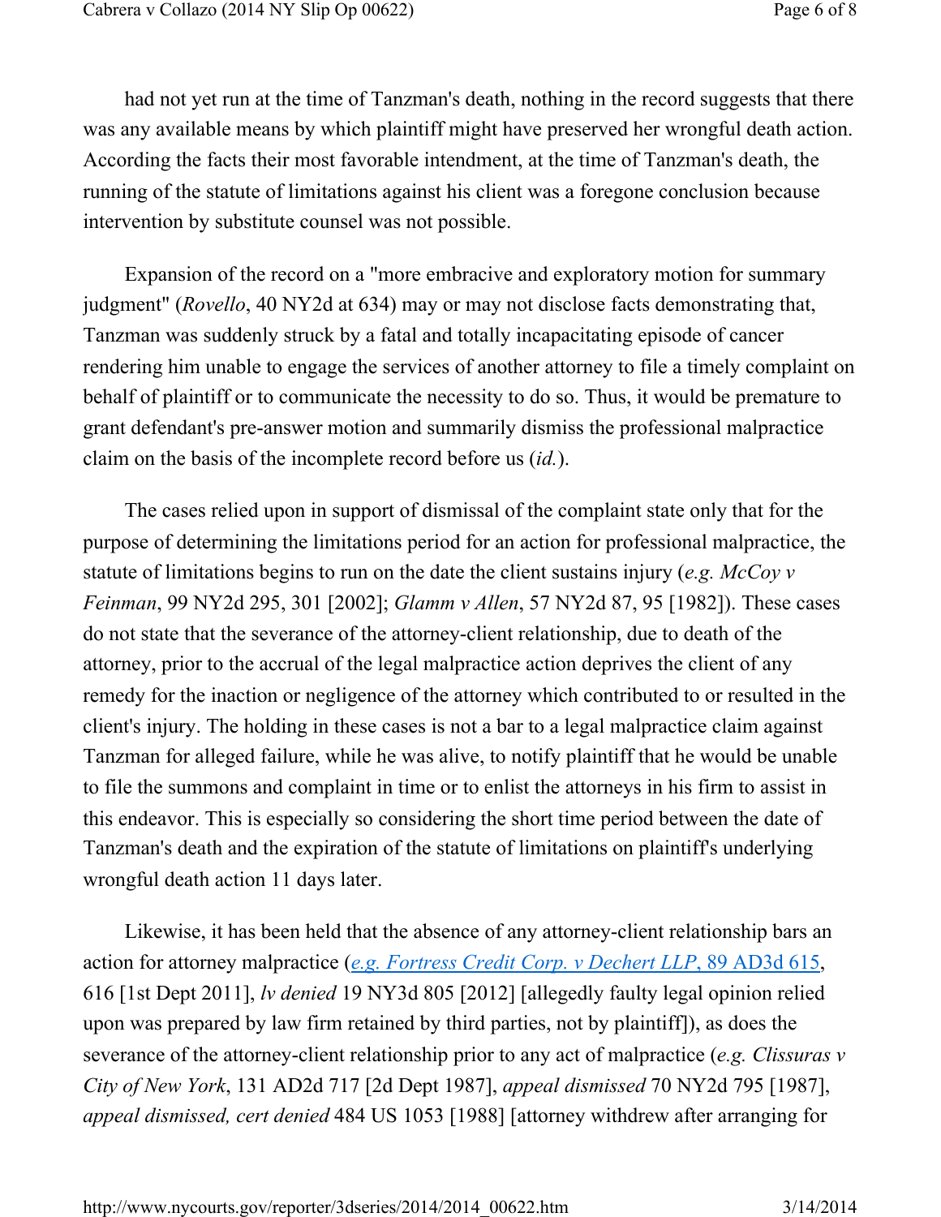had not yet run at the time of Tanzman's death, nothing in the record suggests that there was any available means by which plaintiff might have preserved her wrongful death action. According the facts their most favorable intendment, at the time of Tanzman's death, the running of the statute of limitations against his client was a foregone conclusion because intervention by substitute counsel was not possible.

Expansion of the record on a "more embracive and exploratory motion for summary judgment" (*Rovello*, 40 NY2d at 634) may or may not disclose facts demonstrating that, Tanzman was suddenly struck by a fatal and totally incapacitating episode of cancer rendering him unable to engage the services of another attorney to file a timely complaint on behalf of plaintiff or to communicate the necessity to do so. Thus, it would be premature to grant defendant's pre-answer motion and summarily dismiss the professional malpractice claim on the basis of the incomplete record before us (*id.*).

The cases relied upon in support of dismissal of the complaint state only that for the purpose of determining the limitations period for an action for professional malpractice, the statute of limitations begins to run on the date the client sustains injury (*e.g. McCoy v Feinman*, 99 NY2d 295, 301 [2002]; *Glamm v Allen*, 57 NY2d 87, 95 [1982]). These cases do not state that the severance of the attorney-client relationship, due to death of the attorney, prior to the accrual of the legal malpractice action deprives the client of any remedy for the inaction or negligence of the attorney which contributed to or resulted in the client's injury. The holding in these cases is not a bar to a legal malpractice claim against Tanzman for alleged failure, while he was alive, to notify plaintiff that he would be unable to file the summons and complaint in time or to enlist the attorneys in his firm to assist in this endeavor. This is especially so considering the short time period between the date of Tanzman's death and the expiration of the statute of limitations on plaintiff's underlying wrongful death action 11 days later.

Likewise, it has been held that the absence of any attorney-client relationship bars an action for attorney malpractice (*e.g. Fortress Credit Corp. v Dechert LLP*, 89 AD3d 615, 616 [1st Dept 2011], *lv denied* 19 NY3d 805 [2012] [allegedly faulty legal opinion relied upon was prepared by law firm retained by third parties, not by plaintiff]), as does the severance of the attorney-client relationship prior to any act of malpractice (*e.g. Clissuras v City of New York*, 131 AD2d 717 [2d Dept 1987], *appeal dismissed* 70 NY2d 795 [1987], *appeal dismissed, cert denied* 484 US 1053 [1988] [attorney withdrew after arranging for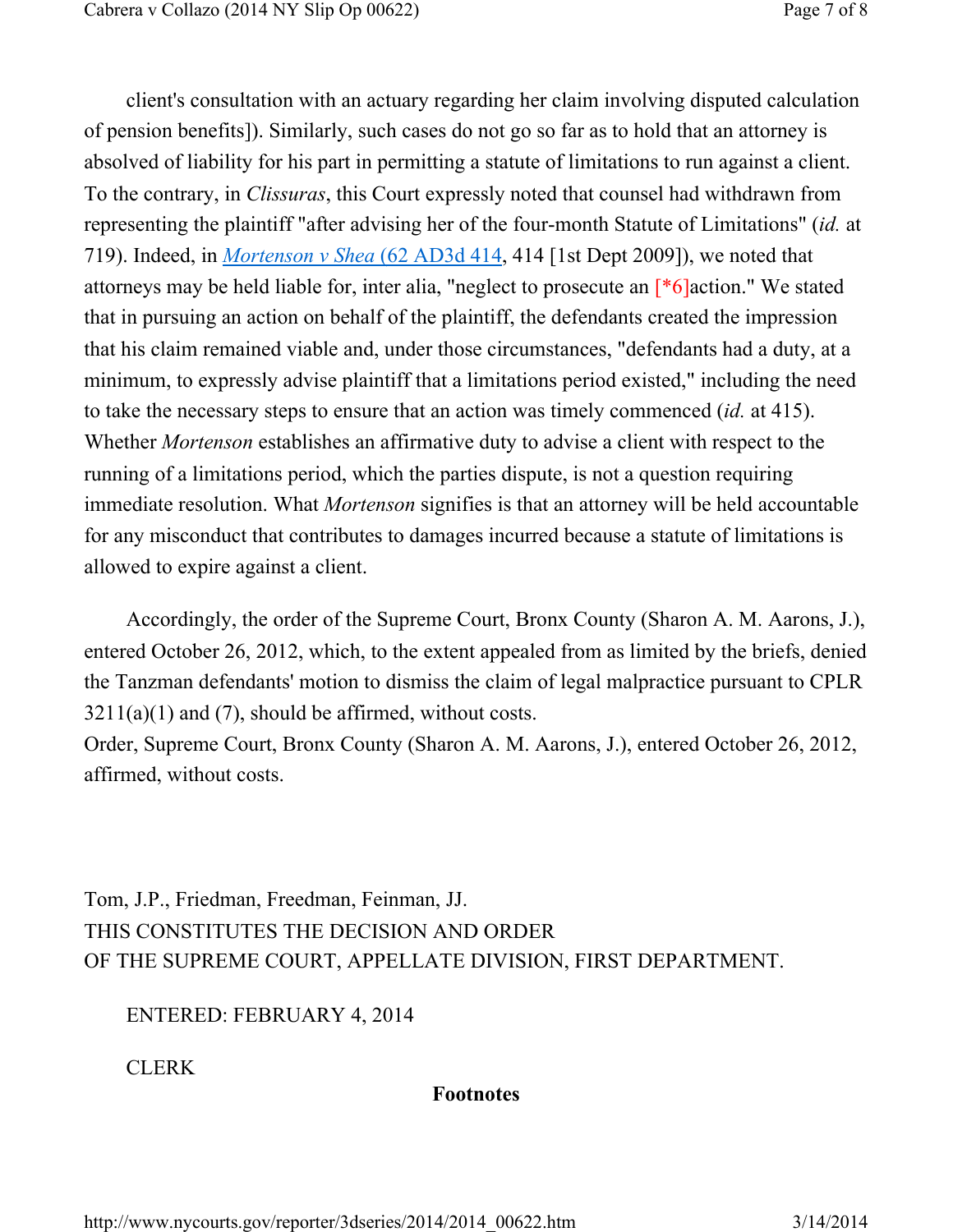client's consultation with an actuary regarding her claim involving disputed calculation of pension benefits]). Similarly, such cases do not go so far as to hold that an attorney is absolved of liability for his part in permitting a statute of limitations to run against a client. To the contrary, in *Clissuras*, this Court expressly noted that counsel had withdrawn from representing the plaintiff "after advising her of the four-month Statute of Limitations" (*id.* at 719). Indeed, in *Mortenson v Shea* (62 AD3d 414, 414 [1st Dept 2009]), we noted that attorneys may be held liable for, inter alia, "neglect to prosecute an [*6]action." We stated that in pursuing an action on behalf of the plaintiff, the defendants created the impression that his claim remained viable and, under those circumstances, "defendants had a duty, at a minimum, to expressly advise plaintiff that a limitations period existed," including the need to take the necessary steps to ensure that an action was timely commenced (*id.* at 415). Whether *Mortenson* establishes an affirmative duty to advise a client with respect to the running of a limitations period, which the parties dispute, is not a question requiring immediate resolution. What *Mortenson* signifies is that an attorney will be held accountable for any misconduct that contributes to damages incurred because a statute of limitations is allowed to expire against a client.

Accordingly, the order of the Supreme Court, Bronx County (Sharon A. M. Aarons, J.), entered October 26, 2012, which, to the extent appealed from as limited by the briefs, denied the Tanzman defendants' motion to dismiss the claim of legal malpractice pursuant to CPLR 3211(a)(1) and (7), should be affirmed, without costs.
Order, Supreme Court, Bronx County (Sharon A. M. Aarons, J.), entered October 26, 2012, affirmed, without costs.

Tom, J.P., Friedman, Freedman, Feinman, JJ.
THIS CONSTITUTES THE DECISION AND ORDER
OF THE SUPREME COURT, APPELLATE DIVISION, FIRST DEPARTMENT.

ENTERED: FEBRUARY 4, 2014

CLERK

**Footnotes**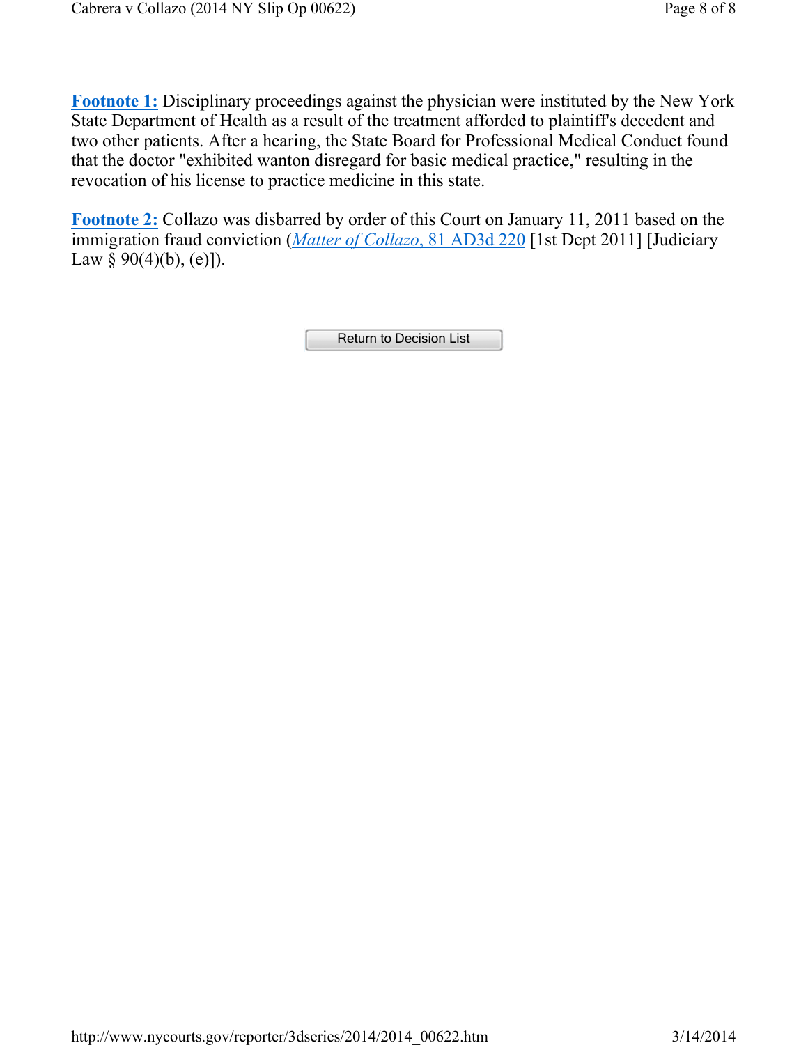**Footnote 1:** Disciplinary proceedings against the physician were instituted by the New York State Department of Health as a result of the treatment afforded to plaintiff's decedent and two other patients. After a hearing, the State Board for Professional Medical Conduct found that the doctor "exhibited wanton disregard for basic medical practice," resulting in the revocation of his license to practice medicine in this state.

**Footnote 2:** Collazo was disbarred by order of this Court on January 11, 2011 based on the immigration fraud conviction (*Matter of Collazo*, 81 AD3d 220 [1st Dept 2011] [Judiciary Law § 90(4)(b), (e)]).

Return to Decision List